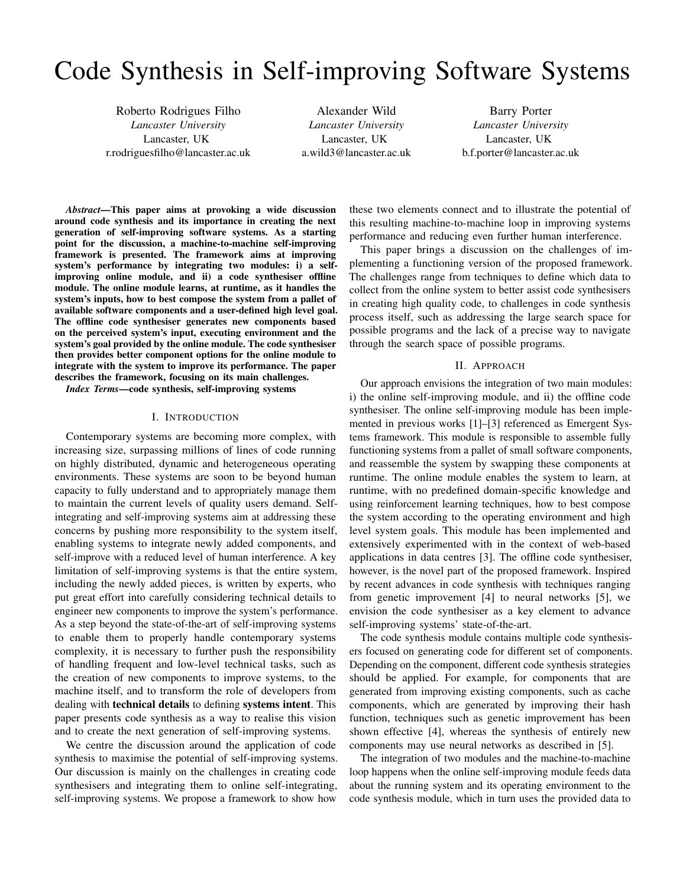# Code Synthesis in Self-improving Software Systems

Roberto Rodrigues Filho
*Lancaster University*
Lancaster, UK
r.rodriguesfilho@lancaster.ac.uk

Alexander Wild
*Lancaster University*
Lancaster, UK
a.wild3@lancaster.ac.uk

Barry Porter
*Lancaster University*
Lancaster, UK
b.f.porter@lancaster.ac.uk

***Abstract*—This paper aims at provoking a wide discussion around code synthesis and its importance in creating the next generation of self-improving software systems. As a starting point for the discussion, a machine-to-machine self-improving framework is presented. The framework aims at improving system's performance by integrating two modules: i) a self-improving online module, and ii) a code synthesiser offline module. The online module learns, at runtime, as it handles the system's inputs, how to best compose the system from a pallet of available software components and a user-defined high level goal. The offline code synthesiser generates new components based on the perceived system's input, executing environment and the system's goal provided by the online module. The code synthesiser then provides better component options for the online module to integrate with the system to improve its performance. The paper describes the framework, focusing on its main challenges.**

***Index Terms*—code synthesis, self-improving systems**

## I. Introduction

Contemporary systems are becoming more complex, with increasing size, surpassing millions of lines of code running on highly distributed, dynamic and heterogeneous operating environments. These systems are soon to be beyond human capacity to fully understand and to appropriately manage them to maintain the current levels of quality users demand. Self-integrating and self-improving systems aim at addressing these concerns by pushing more responsibility to the system itself, enabling systems to integrate newly added components, and self-improve with a reduced level of human interference. A key limitation of self-improving systems is that the entire system, including the newly added pieces, is written by experts, who put great effort into carefully considering technical details to engineer new components to improve the system's performance. As a step beyond the state-of-the-art of self-improving systems to enable them to properly handle contemporary systems complexity, it is necessary to further push the responsibility of handling frequent and low-level technical tasks, such as the creation of new components to improve systems, to the machine itself, and to transform the role of developers from dealing with **technical details** to defining **systems intent**. This paper presents code synthesis as a way to realise this vision and to create the next generation of self-improving systems.

We centre the discussion around the application of code synthesis to maximise the potential of self-improving systems. Our discussion is mainly on the challenges in creating code synthesisers and integrating them to online self-integrating, self-improving systems. We propose a framework to show how these two elements connect and to illustrate the potential of this resulting machine-to-machine loop in improving systems performance and reducing even further human interference.

This paper brings a discussion on the challenges of implementing a functioning version of the proposed framework. The challenges range from techniques to define which data to collect from the online system to better assist code synthesisers in creating high quality code, to challenges in code synthesis process itself, such as addressing the large search space for possible programs and the lack of a precise way to navigate through the search space of possible programs.

## II. Approach

Our approach envisions the integration of two main modules: i) the online self-improving module, and ii) the offline code synthesiser. The online self-improving module has been implemented in previous works [1]–[3] referenced as Emergent Systems framework. This module is responsible to assemble fully functioning systems from a pallet of small software components, and reassemble the system by swapping these components at runtime. The online module enables the system to learn, at runtime, with no predefined domain-specific knowledge and using reinforcement learning techniques, how to best compose the system according to the operating environment and high level system goals. This module has been implemented and extensively experimented with in the context of web-based applications in data centres [3]. The offline code synthesiser, however, is the novel part of the proposed framework. Inspired by recent advances in code synthesis with techniques ranging from genetic improvement [4] to neural networks [5], we envision the code synthesiser as a key element to advance self-improving systems' state-of-the-art.

The code synthesis module contains multiple code synthesisers focused on generating code for different set of components. Depending on the component, different code synthesis strategies should be applied. For example, for components that are generated from improving existing components, such as cache components, which are generated by improving their hash function, techniques such as genetic improvement has been shown effective [4], whereas the synthesis of entirely new components may use neural networks as described in [5].

The integration of two modules and the machine-to-machine loop happens when the online self-improving module feeds data about the running system and its operating environment to the code synthesis module, which in turn uses the provided data to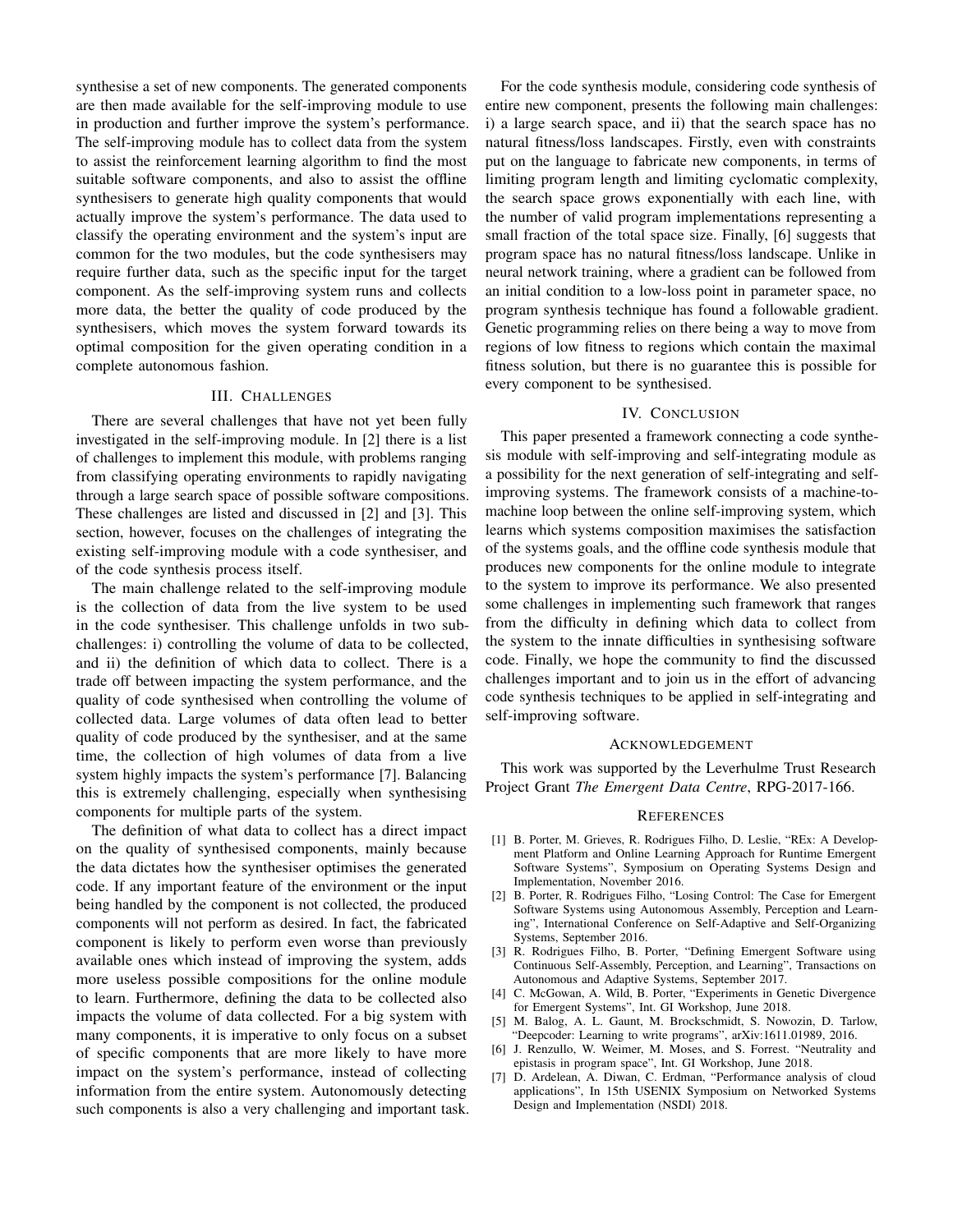synthesise a set of new components. The generated components are then made available for the self-improving module to use in production and further improve the system's performance. The self-improving module has to collect data from the system to assist the reinforcement learning algorithm to find the most suitable software components, and also to assist the offline synthesisers to generate high quality components that would actually improve the system's performance. The data used to classify the operating environment and the system's input are common for the two modules, but the code synthesisers may require further data, such as the specific input for the target component. As the self-improving system runs and collects more data, the better the quality of code produced by the synthesisers, which moves the system forward towards its optimal composition for the given operating condition in a complete autonomous fashion.

## III. Challenges

There are several challenges that have not yet been fully investigated in the self-improving module. In [2] there is a list of challenges to implement this module, with problems ranging from classifying operating environments to rapidly navigating through a large search space of possible software compositions. These challenges are listed and discussed in [2] and [3]. This section, however, focuses on the challenges of integrating the existing self-improving module with a code synthesiser, and of the code synthesis process itself.

The main challenge related to the self-improving module is the collection of data from the live system to be used in the code synthesiser. This challenge unfolds in two sub-challenges: i) controlling the volume of data to be collected, and ii) the definition of which data to collect. There is a trade off between impacting the system performance, and the quality of code synthesised when controlling the volume of collected data. Large volumes of data often lead to better quality of code produced by the synthesiser, and at the same time, the collection of high volumes of data from a live system highly impacts the system's performance [7]. Balancing this is extremely challenging, especially when synthesising components for multiple parts of the system.

The definition of what data to collect has a direct impact on the quality of synthesised components, mainly because the data dictates how the synthesiser optimises the generated code. If any important feature of the environment or the input being handled by the component is not collected, the produced components will not perform as desired. In fact, the fabricated component is likely to perform even worse than previously available ones which instead of improving the system, adds more useless possible compositions for the online module to learn. Furthermore, defining the data to be collected also impacts the volume of data collected. For a big system with many components, it is imperative to only focus on a subset of specific components that are more likely to have more impact on the system's performance, instead of collecting information from the entire system. Autonomously detecting such components is also a very challenging and important task.

For the code synthesis module, considering code synthesis of entire new component, presents the following main challenges: i) a large search space, and ii) that the search space has no natural fitness/loss landscapes. Firstly, even with constraints put on the language to fabricate new components, in terms of limiting program length and limiting cyclomatic complexity, the search space grows exponentially with each line, with the number of valid program implementations representing a small fraction of the total space size. Finally, [6] suggests that program space has no natural fitness/loss landscape. Unlike in neural network training, where a gradient can be followed from an initial condition to a low-loss point in parameter space, no program synthesis technique has found a followable gradient. Genetic programming relies on there being a way to move from regions of low fitness to regions which contain the maximal fitness solution, but there is no guarantee this is possible for every component to be synthesised.

## IV. Conclusion

This paper presented a framework connecting a code synthesis module with self-improving and self-integrating module as a possibility for the next generation of self-integrating and self-improving systems. The framework consists of a machine-to-machine loop between the online self-improving system, which learns which systems composition maximises the satisfaction of the systems goals, and the offline code synthesis module that produces new components for the online module to integrate to the system to improve its performance. We also presented some challenges in implementing such framework that ranges from the difficulty in defining which data to collect from the system to the innate difficulties in synthesising software code. Finally, we hope the community to find the discussed challenges important and to join us in the effort of advancing code synthesis techniques to be applied in self-integrating and self-improving software.

## Acknowledgement

This work was supported by the Leverhulme Trust Research Project Grant *The Emergent Data Centre*, RPG-2017-166.

## References

[1] B. Porter, M. Grieves, R. Rodrigues Filho, D. Leslie, "REx: A Development Platform and Online Learning Approach for Runtime Emergent Software Systems", Symposium on Operating Systems Design and Implementation, November 2016.

[2] B. Porter, R. Rodrigues Filho, "Losing Control: The Case for Emergent Software Systems using Autonomous Assembly, Perception and Learning", International Conference on Self-Adaptive and Self-Organizing Systems, September 2016.

[3] R. Rodrigues Filho, B. Porter, "Defining Emergent Software using Continuous Self-Assembly, Perception, and Learning", Transactions on Autonomous and Adaptive Systems, September 2017.

[4] C. McGowan, A. Wild, B. Porter, "Experiments in Genetic Divergence for Emergent Systems", Int. GI Workshop, June 2018.

[5] M. Balog, A. L. Gaunt, M. Brockschmidt, S. Nowozin, D. Tarlow, "Deepcoder: Learning to write programs", arXiv:1611.01989, 2016.

[6] J. Renzullo, W. Weimer, M. Moses, and S. Forrest. "Neutrality and epistasis in program space", Int. GI Workshop, June 2018.

[7] D. Ardelean, A. Diwan, C. Erdman, "Performance analysis of cloud applications", In 15th USENIX Symposium on Networked Systems Design and Implementation (NSDI) 2018.